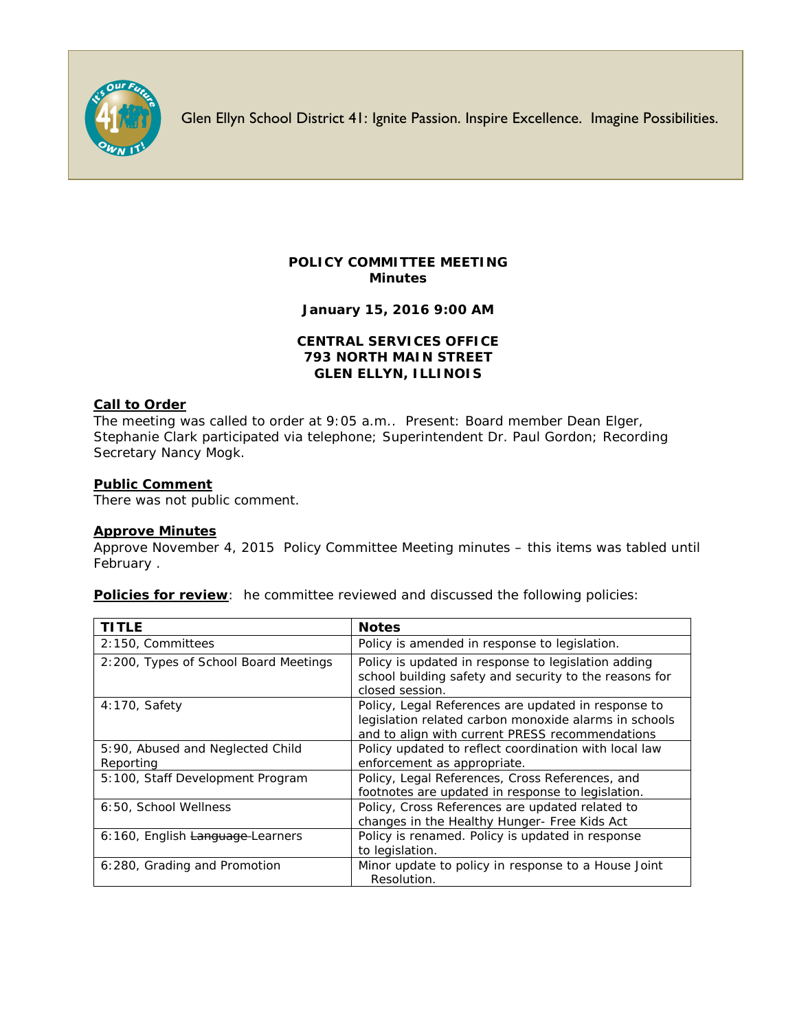Glen Ellyn School District 41: Ignite Passion. Inspire Excellence. Imagine Possibilities.

**POLICY COMMITTEE MEETING**
**Minutes**

**January 15, 2016 9:00 AM**

**CENTRAL SERVICES OFFICE**
**793 NORTH MAIN STREET**
**GLEN ELLYN, ILLINOIS**

**Call to Order**
The meeting was called to order at 9:05 a.m.. Present: Board member Dean Elger, Stephanie Clark participated via telephone; Superintendent Dr. Paul Gordon; Recording Secretary Nancy Mogk.

**Public Comment**
There was not public comment.

**Approve Minutes**
Approve November 4, 2015 Policy Committee Meeting minutes – this items was tabled until February .

**Policies for review**: he committee reviewed and discussed the following policies:

| TITLE | Notes |
|---|---|
| 2:150, Committees | Policy is amended in response to legislation. |
| 2:200, Types of School Board Meetings | Policy is updated in response to legislation adding school building safety and security to the reasons for closed session. |
| 4:170, Safety | Policy, Legal References are updated in response to legislation related carbon monoxide alarms in schools and to align with current PRESS recommendations |
| 5:90, Abused and Neglected Child Reporting | Policy updated to reflect coordination with local law enforcement as appropriate. |
| 5:100, Staff Development Program | Policy, Legal References, Cross References, and footnotes are updated in response to legislation. |
| 6:50, School Wellness | Policy, Cross References are updated related to changes in the Healthy Hunger- Free Kids Act |
| 6:160, English ~~Language~~ Learners | Policy is renamed. Policy is updated in response to legislation. |
| 6:280, Grading and Promotion | Minor update to policy in response to a House Joint Resolution. |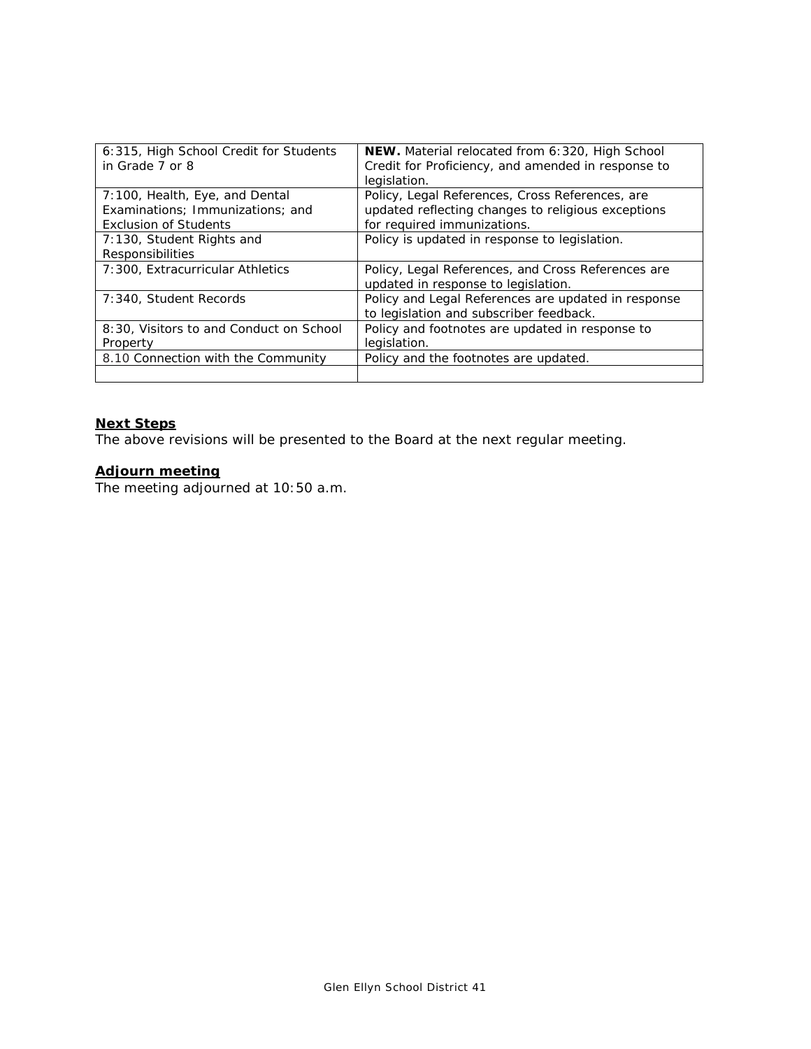| | |
|---|---|
| 6:315, High School Credit for Students in Grade 7 or 8 | **NEW.** Material relocated from 6:320, High School Credit for Proficiency, and amended in response to legislation. |
| 7:100, Health, Eye, and Dental Examinations; Immunizations; and Exclusion of Students | Policy, Legal References, Cross References, are updated reflecting changes to religious exceptions for required immunizations. |
| 7:130, Student Rights and Responsibilities | Policy is updated in response to legislation. |
| 7:300, Extracurricular Athletics | Policy, Legal References, and Cross References are updated in response to legislation. |
| 7:340, Student Records | Policy and Legal References are updated in response to legislation and subscriber feedback. |
| 8:30, Visitors to and Conduct on School Property | Policy and footnotes are updated in response to legislation. |
| 8.10 Connection with the Community | Policy and the footnotes are updated. |
| | |

**Next Steps**

The above revisions will be presented to the Board at the next regular meeting.

**Adjourn meeting**

The meeting adjourned at 10:50 a.m.